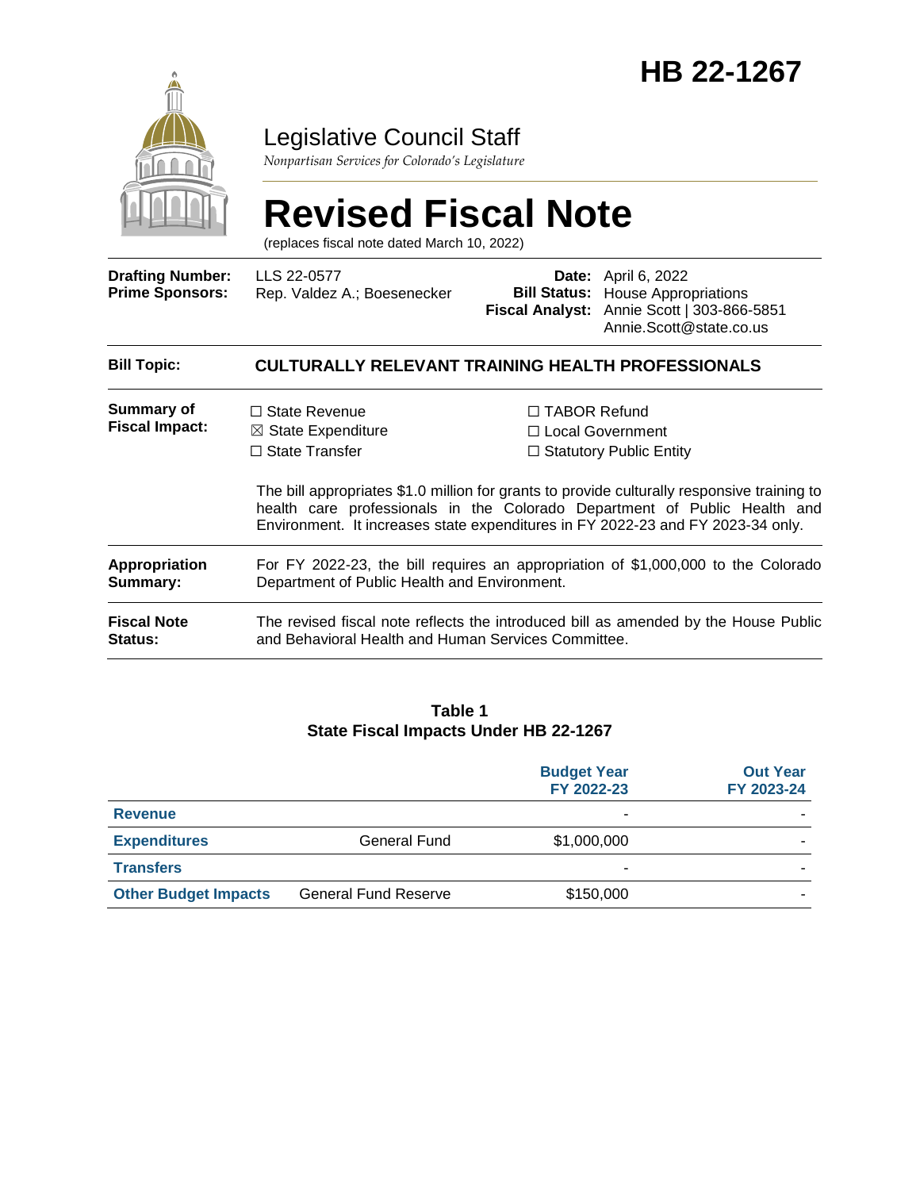# HB 22-1267

Legislative Council Staff

*Nonpartisan Services for Colorado's Legislature*

# Revised Fiscal Note

(replaces fiscal note dated March 10, 2022)

| | | | |
|---|---|---|---|
| **Drafting Number:** | LLS 22-0577 | **Date:** | April 6, 2022 |
| **Prime Sponsors:** | Rep. Valdez A.; Boesenecker | **Bill Status:** | House Appropriations |
| | | **Fiscal Analyst:** | Annie Scott \| 303-866-5851 Annie.Scott@state.co.us |

**Bill Topic:** **CULTURALLY RELEVANT TRAINING HEALTH PROFESSIONALS**

**Summary of Fiscal Impact:**

☐ State Revenue
☒ State Expenditure
☐ State Transfer
☐ TABOR Refund
☐ Local Government
☐ Statutory Public Entity

The bill appropriates $1.0 million for grants to provide culturally responsive training to health care professionals in the Colorado Department of Public Health and Environment. It increases state expenditures in FY 2022-23 and FY 2023-34 only.

**Appropriation Summary:** For FY 2022-23, the bill requires an appropriation of $1,000,000 to the Colorado Department of Public Health and Environment.

**Fiscal Note Status:** The revised fiscal note reflects the introduced bill as amended by the House Public and Behavioral Health and Human Services Committee.

**Table 1**
**State Fiscal Impacts Under HB 22-1267**

| | | Budget Year FY 2022-23 | Out Year FY 2023-24 |
|---|---|---|---|
| **Revenue** | | - | - |
| **Expenditures** | General Fund | $1,000,000 | - |
| **Transfers** | | - | - |
| **Other Budget Impacts** | General Fund Reserve | $150,000 | - |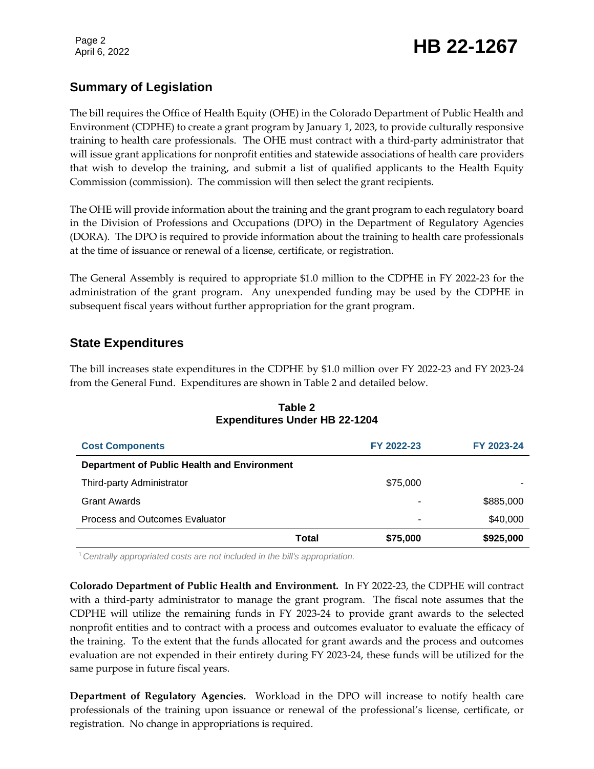## Summary of Legislation

The bill requires the Office of Health Equity (OHE) in the Colorado Department of Public Health and Environment (CDPHE) to create a grant program by January 1, 2023, to provide culturally responsive training to health care professionals. The OHE must contract with a third-party administrator that will issue grant applications for nonprofit entities and statewide associations of health care providers that wish to develop the training, and submit a list of qualified applicants to the Health Equity Commission (commission). The commission will then select the grant recipients.

The OHE will provide information about the training and the grant program to each regulatory board in the Division of Professions and Occupations (DPO) in the Department of Regulatory Agencies (DORA). The DPO is required to provide information about the training to health care professionals at the time of issuance or renewal of a license, certificate, or registration.

The General Assembly is required to appropriate $1.0 million to the CDPHE in FY 2022-23 for the administration of the grant program. Any unexpended funding may be used by the CDPHE in subsequent fiscal years without further appropriation for the grant program.

## State Expenditures

The bill increases state expenditures in the CDPHE by $1.0 million over FY 2022-23 and FY 2023-24 from the General Fund. Expenditures are shown in Table 2 and detailed below.

**Table 2**
**Expenditures Under HB 22-1204**

| Cost Components | FY 2022-23 | FY 2023-24 |
|---|---|---|
| **Department of Public Health and Environment** | | |
| Third-party Administrator | $75,000 | - |
| Grant Awards | - | $885,000 |
| Process and Outcomes Evaluator | - | $40,000 |
| **Total** | **$75,000** | **$925,000** |

[1] *Centrally appropriated costs are not included in the bill's appropriation.*

**Colorado Department of Public Health and Environment.** In FY 2022-23, the CDPHE will contract with a third-party administrator to manage the grant program. The fiscal note assumes that the CDPHE will utilize the remaining funds in FY 2023-24 to provide grant awards to the selected nonprofit entities and to contract with a process and outcomes evaluator to evaluate the efficacy of the training. To the extent that the funds allocated for grant awards and the process and outcomes evaluation are not expended in their entirety during FY 2023-24, these funds will be utilized for the same purpose in future fiscal years.

**Department of Regulatory Agencies.** Workload in the DPO will increase to notify health care professionals of the training upon issuance or renewal of the professional's license, certificate, or registration. No change in appropriations is required.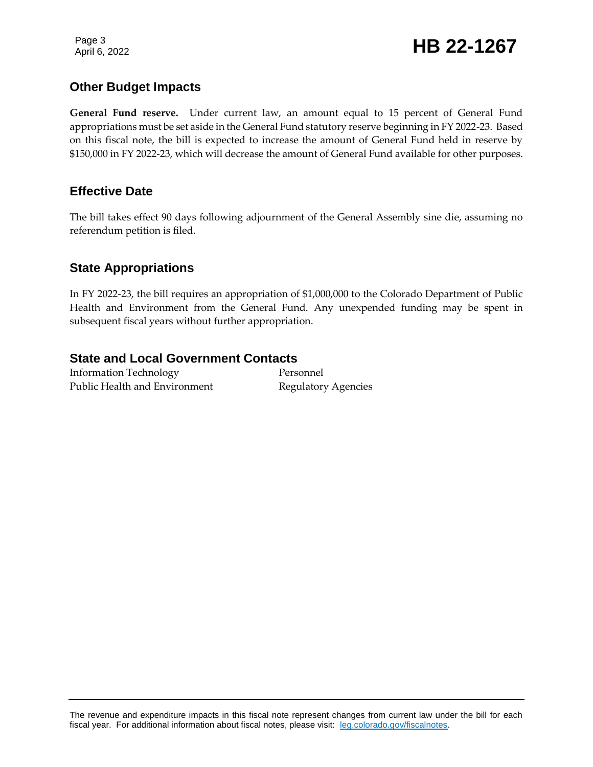## Other Budget Impacts

**General Fund reserve.** Under current law, an amount equal to 15 percent of General Fund appropriations must be set aside in the General Fund statutory reserve beginning in FY 2022-23. Based on this fiscal note, the bill is expected to increase the amount of General Fund held in reserve by $150,000 in FY 2022-23, which will decrease the amount of General Fund available for other purposes.

## Effective Date

The bill takes effect 90 days following adjournment of the General Assembly sine die, assuming no referendum petition is filed.

## State Appropriations

In FY 2022-23, the bill requires an appropriation of $1,000,000 to the Colorado Department of Public Health and Environment from the General Fund. Any unexpended funding may be spent in subsequent fiscal years without further appropriation.

## State and Local Government Contacts

| | |
|---|---|
| Information Technology | Personnel |
| Public Health and Environment | Regulatory Agencies |

The revenue and expenditure impacts in this fiscal note represent changes from current law under the bill for each fiscal year. For additional information about fiscal notes, please visit: leg.colorado.gov/fiscalnotes.